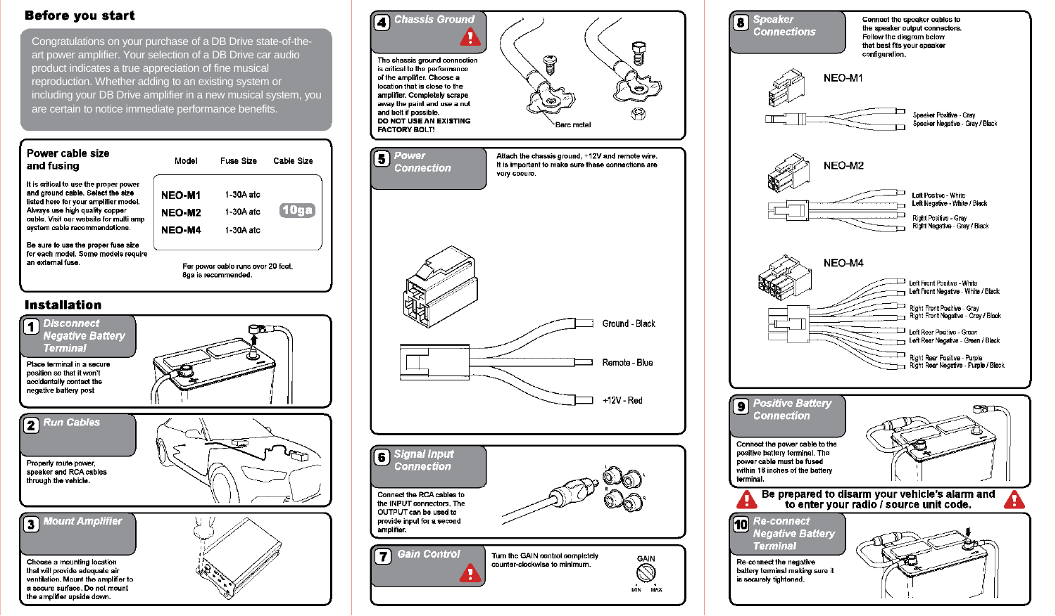## Before you start

Congratulations on your purchase of a DB Drive state-of-the-art power amplifier. Your selection of a DB Drive car audio product indicates a true appreciation of fine musical reproduction. Whether adding to an existing system or including your DB Drive amplifier in a new musical system, you are certain to notice immediate performance benefits.

### Power cable size and fusing

It is critical to use the proper power and ground cable. Select the size listed here for your amplifier model. Always use high quality copper cable. Visit our website for multi amp system cable recommendations.

Be sure to use the proper fuse size for each model. Some models require an external fuse.

| Model | Fuse Size | Cable Size |
|---|---|---|
| NEO-M1 | 1-30A atc | 10ga |
| NEO-M2 | 1-30A atc | 10ga |
| NEO-M4 | 1-30A atc | 10ga |

For power cable runs over 20 feet, 8ga is recommended.

## Installation

### 1 Disconnect Negative Battery Terminal

Place terminal in a secure position so that it won't accidentally contact the negative battery post

### 2 Run Cables

Properly route power, speaker and RCA cables through the vehicle.

### 3 Mount Amplifier

Choose a mounting location that will provide adequate air ventilation. Mount the amplifier to a secure surface. Do not mount the amplifier upside down.

### 4 Chassis Ground

The chassis ground connection is critical to the performance of the amplifier. Choose a location that is close to the amplifier. Completely scrape away the paint and use a nut and bolt if possible.

**DO NOT USE AN EXISTING FACTORY BOLT!**

Bare metal

### 5 Power Connection

Attach the chassis ground, +12V and remote wire. It is important to make sure these connections are very secure.

- Ground - Black
- Remote - Blue
- +12V - Red

### 6 Signal Input Connection

Connect the RCA cables to the INPUT connectors. The OUTPUT can be used to provide input for a second amplifier.

### 7 Gain Control

Turn the GAIN control completely counter-clockwise to minimum.

GAIN
MIN MAX

### 8 Speaker Connections

Connect the speaker cables to the speaker output connectors. Follow the diagram below that best fits your speaker configuration.

**NEO-M1**
- Speaker Positive - Gray
- Speaker Negative - Gray / Black

**NEO-M2**
- Left Positive - White
- Left Negative - White / Black
- Right Positive - Gray
- Right Negative - Gray / Black

**NEO-M4**
- Left Front Positive - White
- Left Front Negative - White / Black
- Right Front Positive - Gray
- Right Front Negative - Gray / Black
- Left Rear Positive - Green
- Left Rear Negative - Green / Black
- Right Rear Positive - Purple
- Right Rear Negative - Purple / Black

### 9 Positive Battery Connection

Connect the power cable to the positive battery terminal. The power cable must be fused within 18 inches of the battery terminal.

**Be prepared to disarm your vehicle's alarm and to enter your radio / source unit code.**

### 10 Re-connect Negative Battery Terminal

Re-connect the negative battery terminal making sure it is securely tightened.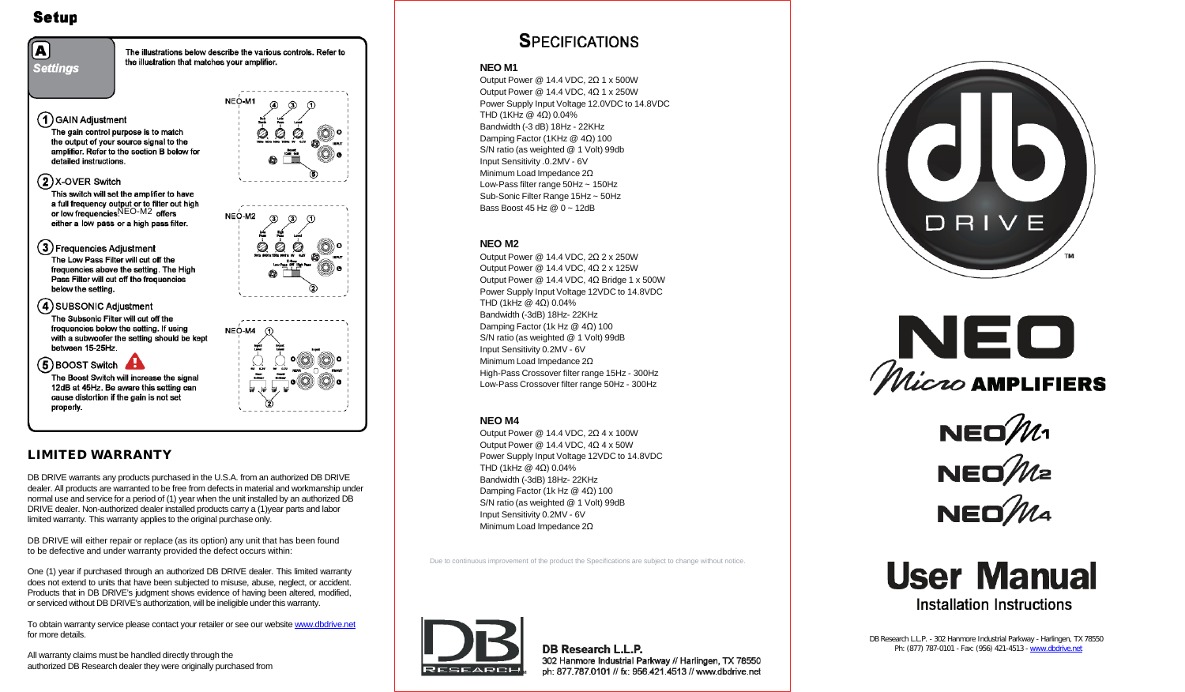# Setup

## A Settings

The illustrations below describe the various controls. Refer to the illustration that matches your amplifier.

**1 GAIN Adjustment**
The gain control purpose is to match the output of your source signal to the amplifier. Refer to the section B below for detailed instructions.

**2 X-OVER Switch**
This switch will set the amplifier to have a full frequency output or to filter out high or low frequencies. NEO-M2 offers either a low pass or a high pass filter.

**3 Frequencies Adjustment**
The Low Pass Filter will cut off the frequencies above the setting. The High Pass Filter will cut off the frequencies below the setting.

**4 SUBSONIC Adjustment**
The Subsonic Filter will cut off the frequencies below the setting. If using with a subwoofer the setting should be kept between 15-25Hz.

**5 BOOST Switch**
The Boost Switch will increase the signal 12dB at 45Hz. Be aware this setting can cause distortion if the gain is not set properly.

NEO-M1
NEO-M2
NEO-M4

## LIMITED WARRANTY

DB DRIVE warrants any products purchased in the U.S.A. from an authorized DB DRIVE dealer. All products are warranted to be free from defects in material and workmanship under normal use and service for a period of (1) year when the unit installed by an authorized DB DRIVE dealer. Non-authorized dealer installed products carry a (1)year parts and labor limited warranty. This warranty applies to the original purchase only.

DB DRIVE will either repair or replace (as its option) any unit that has been found to be defective and under warranty provided the defect occurs within:

One (1) year if purchased through an authorized DB DRIVE dealer. This limited warranty does not extend to units that have been subjected to misuse, abuse, neglect, or accident. Products that in DB DRIVE's judgment shows evidence of having been altered, modified, or serviced without DB DRIVE's authorization, will be ineligible under this warranty.

To obtain warranty service please contact your retailer or see our website www.dbdrive.net for more details.

All warranty claims must be handled directly through the authorized DB Research dealer they were originally purchased from

# SPECIFICATIONS

**NEO M1**
Output Power @ 14.4 VDC, 2Ω 1 x 500W
Output Power @ 14.4 VDC, 4Ω 1 x 250W
Power Supply Input Voltage 12.0VDC to 14.8VDC
THD (1KHz @ 4Ω) 0.04%
Bandwidth (-3 dB) 18Hz - 22KHz
Damping Factor (1KHz @ 4Ω) 100
S/N ratio (as weighted @ 1 Volt) 99db
Input Sensitivity .0.2MV - 6V
Minimum Load Impedance 2Ω
Low-Pass filter range 50Hz ~ 150Hz
Sub-Sonic Filter Range 15Hz ~ 50Hz
Bass Boost 45 Hz @ 0 ~ 12dB

**NEO M2**
Output Power @ 14.4 VDC, 2Ω 2 x 250W
Output Power @ 14.4 VDC, 4Ω 2 x 125W
Output Power @ 14.4 VDC, 4Ω Bridge 1 x 500W
Power Supply Input Voltage 12VDC to 14.8VDC
THD (1KHz @ 4Ω) 0.04%
Bandwidth (-3dB) 18Hz- 22KHz
Damping Factor (1k Hz @ 4Ω) 100
S/N ratio (as weighted @ 1 Volt) 99dB
Input Sensitivity 0.2MV - 6V
Minimum Load Impedance 2Ω
High-Pass Crossover filter range 15Hz - 300Hz
Low-Pass Crossover filter range 50Hz - 300Hz

**NEO M4**
Output Power @ 14.4 VDC, 2Ω 4 x 100W
Output Power @ 14.4 VDC, 4Ω 4 x 50W
Power Supply Input Voltage 12VDC to 14.8VDC
THD (1KHz @ 4Ω) 0.04%
Bandwidth (-3dB) 18Hz- 22KHz
Damping Factor (1k Hz @ 4Ω) 100
S/N ratio (as weighted @ 1 Volt) 99dB
Input Sensitivity 0.2MV - 6V
Minimum Load Impedance 2Ω

Due to continuous improvement of the product the Specifications are subject to change without notice.

**DB Research L.L.P.**
302 Hanmore Industrial Parkway // Harlingen, TX 78550
ph: 877.787.0101 // fx: 956.421.4513 // www.dbdrive.net

DB DRIVE

# NEO Micro AMPLIFIERS

NEO M1
NEO M2
NEO M4

# User Manual

## Installation Instructions

DB Research L.L.P. - 302 Hanmore Industrial Parkway - Harlingen, TX 78550
Ph: (877) 787-0101 - Fax: (956) 421-4513 - www.dbdrive.net